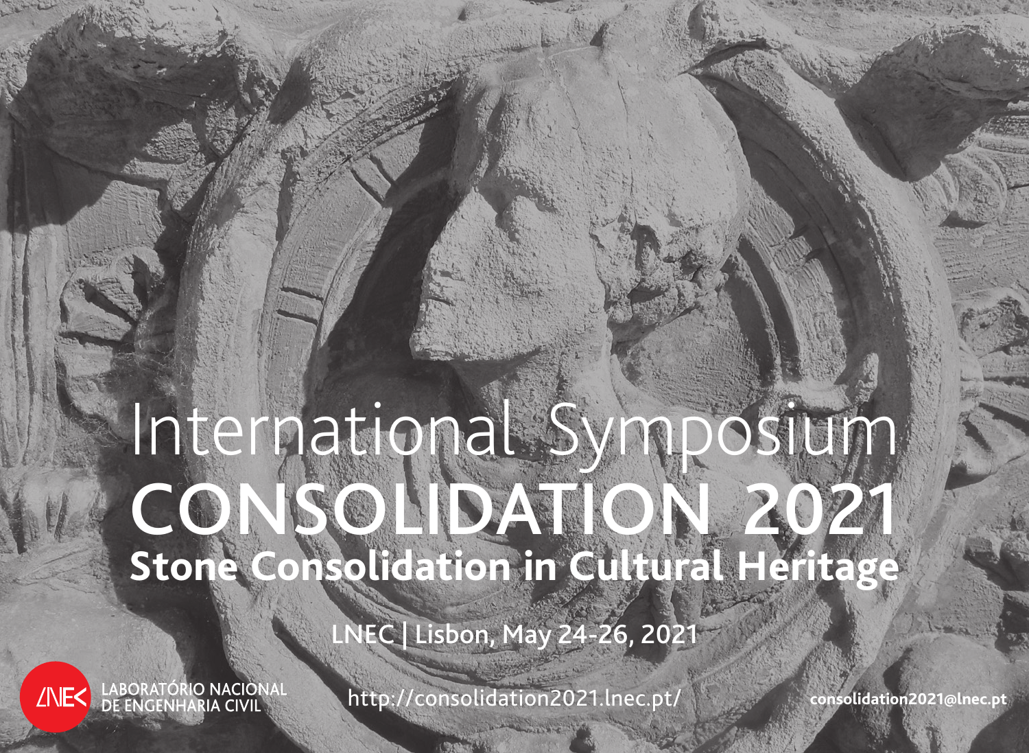# International Symposium CONSOLIDATION 2021

## Stone Consolidation in Cultural Heritage

LNEC | Lisbon, May 24-26, 2021

LNEC LABORATÓRIO NACIONAL DE ENGENHARIA CIVIL

http://consolidation2021.lnec.pt/

consolidation2021@lnec.pt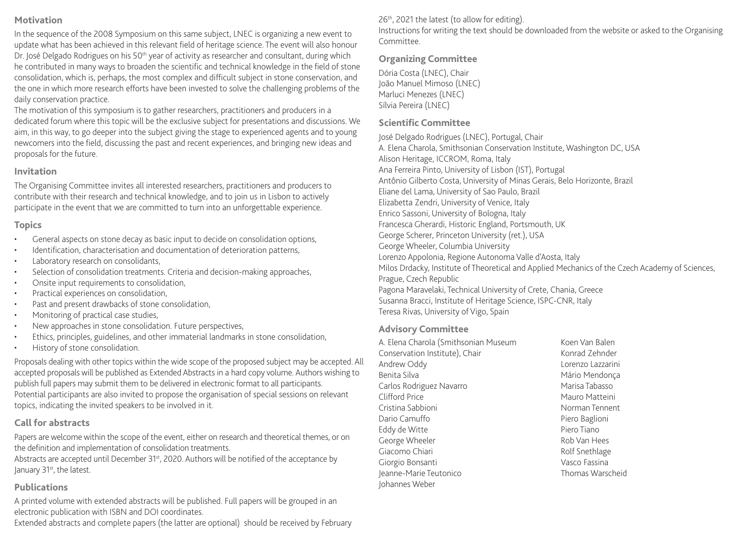## Motivation

In the sequence of the 2008 Symposium on this same subject, LNEC is organizing a new event to update what has been achieved in this relevant field of heritage science. The event will also honour Dr. José Delgado Rodrigues on his 50th year of activity as researcher and consultant, during which he contributed in many ways to broaden the scientific and technical knowledge in the field of stone consolidation, which is, perhaps, the most complex and difficult subject in stone conservation, and the one in which more research efforts have been invested to solve the challenging problems of the daily conservation practice.

The motivation of this symposium is to gather researchers, practitioners and producers in a dedicated forum where this topic will be the exclusive subject for presentations and discussions. We aim, in this way, to go deeper into the subject giving the stage to experienced agents and to young newcomers into the field, discussing the past and recent experiences, and bringing new ideas and proposals for the future.

## Invitation

The Organising Committee invites all interested researchers, practitioners and producers to contribute with their research and technical knowledge, and to join us in Lisbon to actively participate in the event that we are committed to turn into an unforgettable experience.

## Topics

- General aspects on stone decay as basic input to decide on consolidation options,
- Identification, characterisation and documentation of deterioration patterns,
- Laboratory research on consolidants,
- Selection of consolidation treatments. Criteria and decision-making approaches,
- Onsite input requirements to consolidation,
- Practical experiences on consolidation,
- Past and present drawbacks of stone consolidation,
- Monitoring of practical case studies,
- New approaches in stone consolidation. Future perspectives,
- Ethics, principles, guidelines, and other immaterial landmarks in stone consolidation,
- History of stone consolidation.

Proposals dealing with other topics within the wide scope of the proposed subject may be accepted. All accepted proposals will be published as Extended Abstracts in a hard copy volume. Authors wishing to publish full papers may submit them to be delivered in electronic format to all participants.
Potential participants are also invited to propose the organisation of special sessions on relevant topics, indicating the invited speakers to be involved in it.

## Call for abstracts

Papers are welcome within the scope of the event, either on research and theoretical themes, or on the definition and implementation of consolidation treatments.
Abstracts are accepted until December 31st, 2020. Authors will be notified of the acceptance by January 31st, the latest.

## Publications

A printed volume with extended abstracts will be published. Full papers will be grouped in an electronic publication with ISBN and DOI coordinates.
Extended abstracts and complete papers (the latter are optional) should be received by February 26th, 2021 the latest (to allow for editing).
Instructions for writing the text should be downloaded from the website or asked to the Organising Committee.

## Organizing Committee

Dória Costa (LNEC), Chair
João Manuel Mimoso (LNEC)
Marluci Menezes (LNEC)
Sílvia Pereira (LNEC)

## Scientific Committee

José Delgado Rodrigues (LNEC), Portugal, Chair
A. Elena Charola, Smithsonian Conservation Institute, Washington DC, USA
Alison Heritage, ICCROM, Roma, Italy
Ana Ferreira Pinto, University of Lisbon (IST), Portugal
Antônio Gilberto Costa, University of Minas Gerais, Belo Horizonte, Brazil
Eliane del Lama, University of Sao Paulo, Brazil
Elizabetta Zendri, University of Venice, Italy
Enrico Sassoni, University of Bologna, Italy
Francesca Gherardi, Historic England, Portsmouth, UK
George Scherer, Princeton University (ret.), USA
George Wheeler, Columbia University
Lorenzo Appolonia, Regione Autonoma Valle d'Aosta, Italy
Milos Drdacky, Institute of Theoretical and Applied Mechanics of the Czech Academy of Sciences, Prague, Czech Republic
Pagona Maravelaki, Technical University of Crete, Chania, Greece
Susanna Bracci, Institute of Heritage Science, ISPC-CNR, Italy
Teresa Rivas, University of Vigo, Spain

## Advisory Committee

A. Elena Charola (Smithsonian Museum Conservation Institute), Chair
Andrew Oddy
Benita Silva
Carlos Rodriguez Navarro
Clifford Price
Cristina Sabbioni
Dario Camuffo
Eddy de Witte
George Wheeler
Giacomo Chiari
Giorgio Bonsanti
Jeanne-Marie Teutonico
Johannes Weber
Koen Van Balen
Konrad Zehnder
Lorenzo Lazzarini
Mário Mendonça
Marisa Tabasso
Mauro Matteini
Norman Tennent
Piero Baglioni
Piero Tiano
Rob Van Hees
Rolf Snethlage
Vasco Fassina
Thomas Warscheid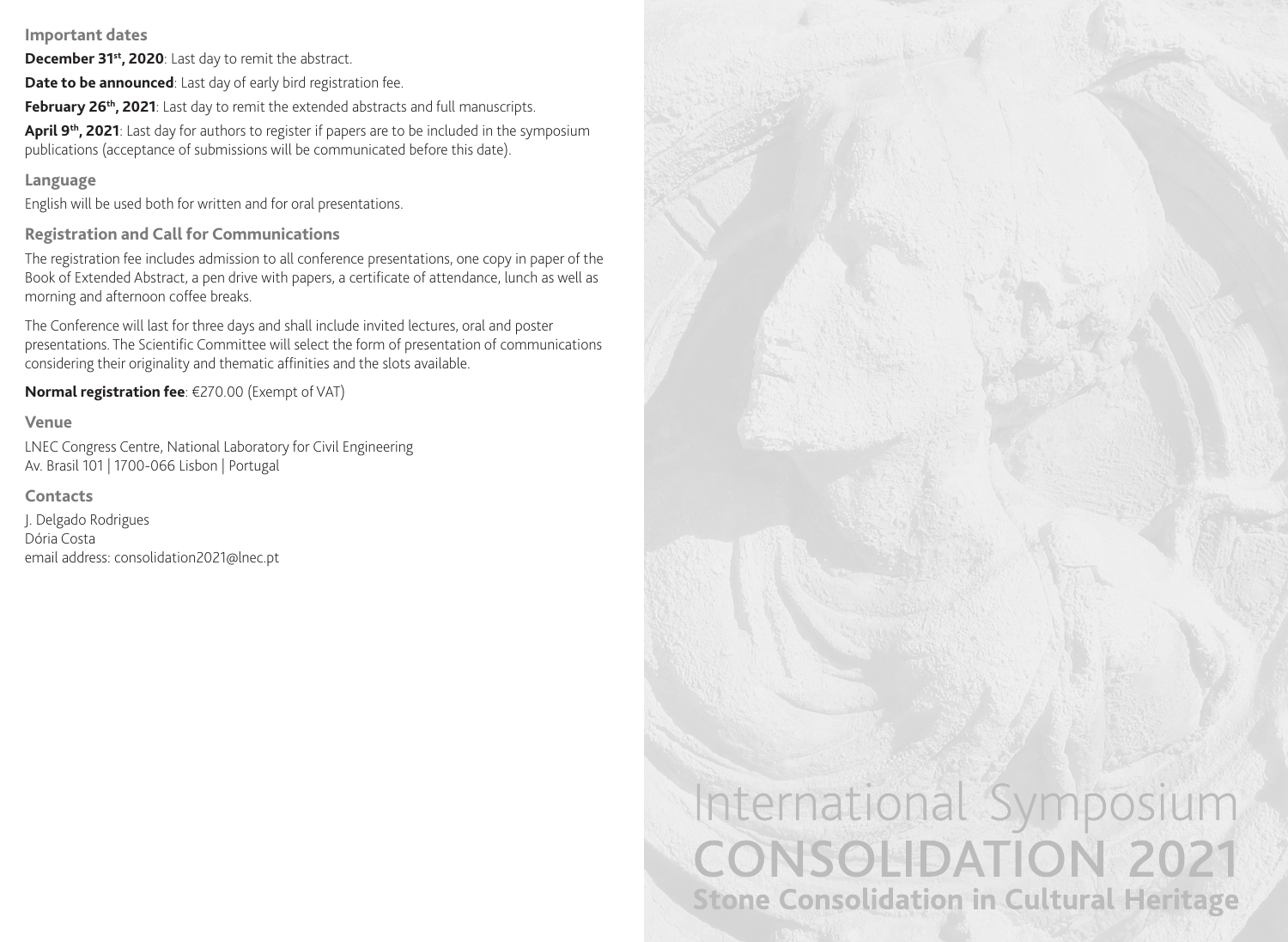### Important dates

**December 31st, 2020**: Last day to remit the abstract.

**Date to be announced**: Last day of early bird registration fee.

**February 26th, 2021**: Last day to remit the extended abstracts and full manuscripts.

**April 9th, 2021**: Last day for authors to register if papers are to be included in the symposium publications (acceptance of submissions will be communicated before this date).

### Language

English will be used both for written and for oral presentations.

### Registration and Call for Communications

The registration fee includes admission to all conference presentations, one copy in paper of the Book of Extended Abstract, a pen drive with papers, a certificate of attendance, lunch as well as morning and afternoon coffee breaks.

The Conference will last for three days and shall include invited lectures, oral and poster presentations. The Scientific Committee will select the form of presentation of communications considering their originality and thematic affinities and the slots available.

**Normal registration fee**: €270.00 (Exempt of VAT)

### Venue

LNEC Congress Centre, National Laboratory for Civil Engineering
Av. Brasil 101 | 1700-066 Lisbon | Portugal

### Contacts

J. Delgado Rodrigues
Dória Costa
email address: consolidation2021@lnec.pt

International Symposium
CONSOLIDATION 2021
Stone Consolidation in Cultural Heritage